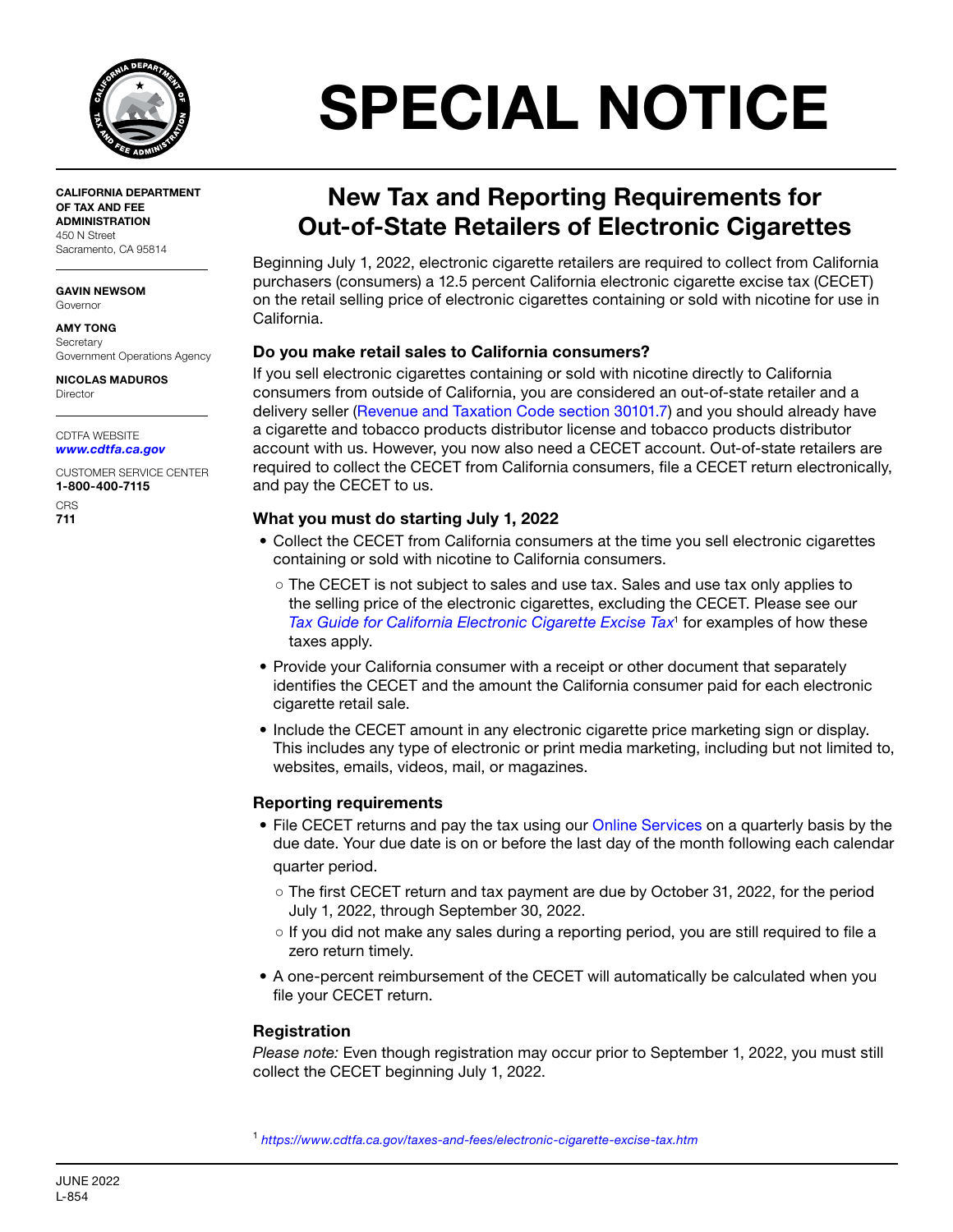# SPECIAL NOTICE

**CALIFORNIA DEPARTMENT OF TAX AND FEE ADMINISTRATION**
450 N Street
Sacramento, CA 95814

**GAVIN NEWSOM**
Governor

**AMY TONG**
Secretary
Government Operations Agency

**NICOLAS MADUROS**
Director

CDTFA WEBSITE
***www.cdtfa.ca.gov***

CUSTOMER SERVICE CENTER
**1-800-400-7115**

CRS
**711**

## New Tax and Reporting Requirements for Out-of-State Retailers of Electronic Cigarettes

Beginning July 1, 2022, electronic cigarette retailers are required to collect from California purchasers (consumers) a 12.5 percent California electronic cigarette excise tax (CECET) on the retail selling price of electronic cigarettes containing or sold with nicotine for use in California.

### Do you make retail sales to California consumers?

If you sell electronic cigarettes containing or sold with nicotine directly to California consumers from outside of California, you are considered an out-of-state retailer and a delivery seller (Revenue and Taxation Code section 30101.7) and you should already have a cigarette and tobacco products distributor license and tobacco products distributor account with us. However, you now also need a CECET account. Out-of-state retailers are required to collect the CECET from California consumers, file a CECET return electronically, and pay the CECET to us.

### What you must do starting July 1, 2022

- Collect the CECET from California consumers at the time you sell electronic cigarettes containing or sold with nicotine to California consumers.
  - The CECET is not subject to sales and use tax. Sales and use tax only applies to the selling price of the electronic cigarettes, excluding the CECET. Please see our *Tax Guide for California Electronic Cigarette Excise Tax*[1] for examples of how these taxes apply.
- Provide your California consumer with a receipt or other document that separately identifies the CECET and the amount the California consumer paid for each electronic cigarette retail sale.
- Include the CECET amount in any electronic cigarette price marketing sign or display. This includes any type of electronic or print media marketing, including but not limited to, websites, emails, videos, mail, or magazines.

### Reporting requirements

- File CECET returns and pay the tax using our Online Services on a quarterly basis by the due date. Your due date is on or before the last day of the month following each calendar quarter period.
  - The first CECET return and tax payment are due by October 31, 2022, for the period July 1, 2022, through September 30, 2022.
  - If you did not make any sales during a reporting period, you are still required to file a zero return timely.
- A one-percent reimbursement of the CECET will automatically be calculated when you file your CECET return.

### Registration

*Please note:* Even though registration may occur prior to September 1, 2022, you must still collect the CECET beginning July 1, 2022.

[1] *https://www.cdtfa.ca.gov/taxes-and-fees/electronic-cigarette-excise-tax.htm*

JUNE 2022
L-854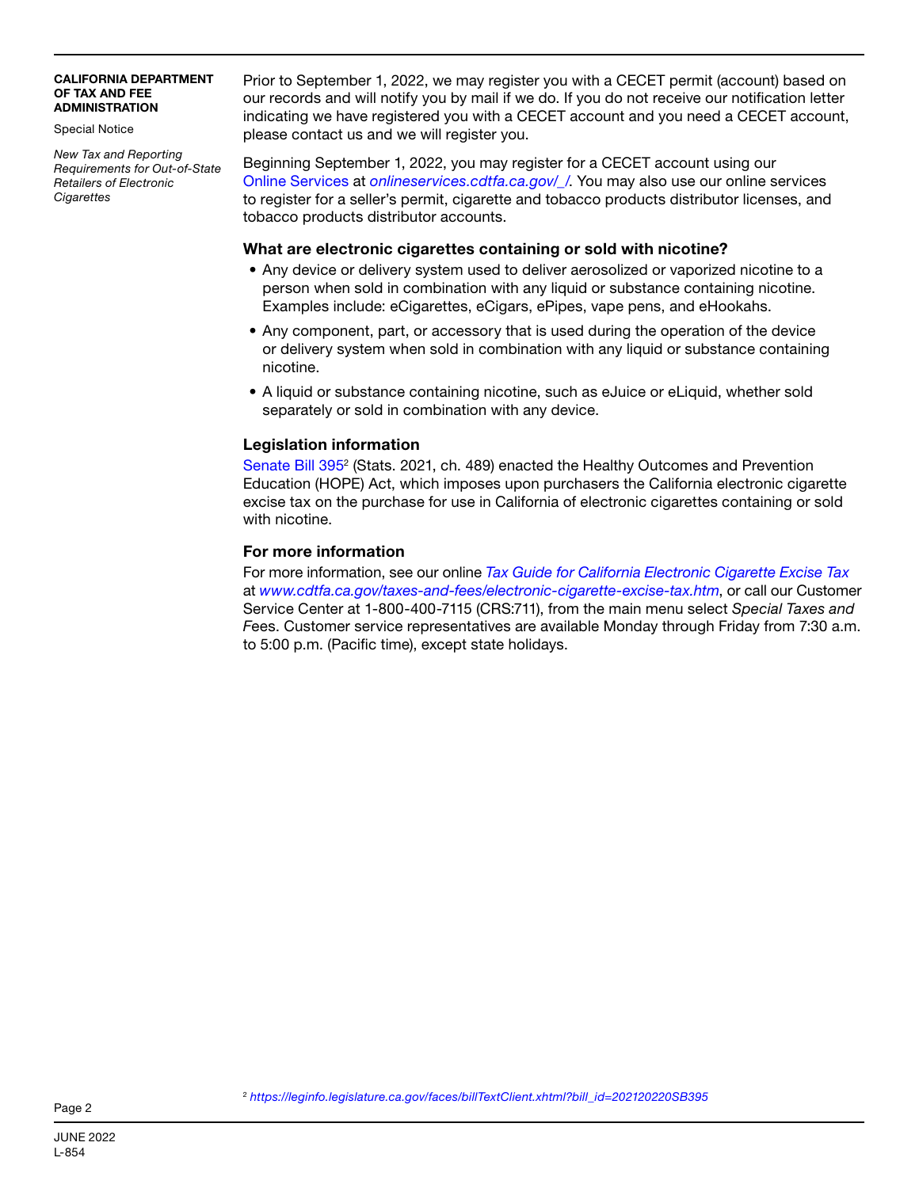Prior to September 1, 2022, we may register you with a CECET permit (account) based on our records and will notify you by mail if we do. If you do not receive our notification letter indicating we have registered you with a CECET account and you need a CECET account, please contact us and we will register you.

Beginning September 1, 2022, you may register for a CECET account using our Online Services at *onlineservices.cdtfa.ca.gov/_/*. You may also use our online services to register for a seller's permit, cigarette and tobacco products distributor licenses, and tobacco products distributor accounts.

### What are electronic cigarettes containing or sold with nicotine?

- Any device or delivery system used to deliver aerosolized or vaporized nicotine to a person when sold in combination with any liquid or substance containing nicotine. Examples include: eCigarettes, eCigars, ePipes, vape pens, and eHookahs.
- Any component, part, or accessory that is used during the operation of the device or delivery system when sold in combination with any liquid or substance containing nicotine.
- A liquid or substance containing nicotine, such as eJuice or eLiquid, whether sold separately or sold in combination with any device.

### Legislation information

Senate Bill 395[2] (Stats. 2021, ch. 489) enacted the Healthy Outcomes and Prevention Education (HOPE) Act, which imposes upon purchasers the California electronic cigarette excise tax on the purchase for use in California of electronic cigarettes containing or sold with nicotine.

### For more information

For more information, see our online *Tax Guide for California Electronic Cigarette Excise Tax* at *www.cdtfa.ca.gov/taxes-and-fees/electronic-cigarette-excise-tax.htm*, or call our Customer Service Center at 1-800-400-7115 (CRS:711), from the main menu select *Special Taxes and Fees*. Customer service representatives are available Monday through Friday from 7:30 a.m. to 5:00 p.m. (Pacific time), except state holidays.

[2] *https://leginfo.legislature.ca.gov/faces/billTextClient.xhtml?bill_id=202120220SB395*